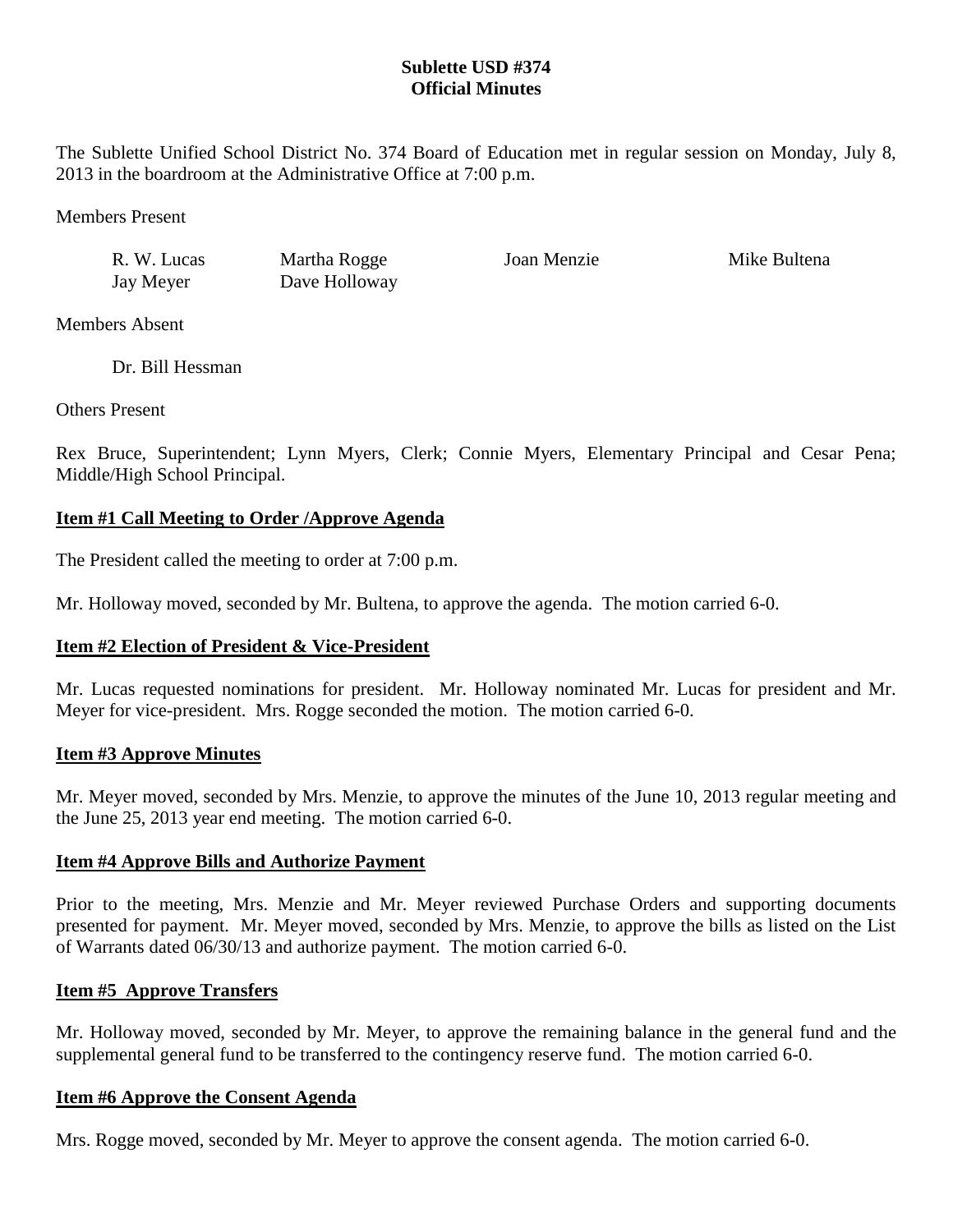**Sublette USD #374**
**Official Minutes**

The Sublette Unified School District No. 374 Board of Education met in regular session on Monday, July 8, 2013 in the boardroom at the Administrative Office at 7:00 p.m.

Members Present

| | | | |
|---|---|---|---|
| R. W. Lucas | Martha Rogge | Joan Menzie | Mike Bultena |
| Jay Meyer | Dave Holloway | | |

Members Absent

Dr. Bill Hessman

Others Present

Rex Bruce, Superintendent; Lynn Myers, Clerk; Connie Myers, Elementary Principal and Cesar Pena; Middle/High School Principal.

**Item #1 Call Meeting to Order /Approve Agenda**

The President called the meeting to order at 7:00 p.m.

Mr. Holloway moved, seconded by Mr. Bultena, to approve the agenda. The motion carried 6-0.

**Item #2 Election of President & Vice-President**

Mr. Lucas requested nominations for president. Mr. Holloway nominated Mr. Lucas for president and Mr. Meyer for vice-president. Mrs. Rogge seconded the motion. The motion carried 6-0.

**Item #3 Approve Minutes**

Mr. Meyer moved, seconded by Mrs. Menzie, to approve the minutes of the June 10, 2013 regular meeting and the June 25, 2013 year end meeting. The motion carried 6-0.

**Item #4 Approve Bills and Authorize Payment**

Prior to the meeting, Mrs. Menzie and Mr. Meyer reviewed Purchase Orders and supporting documents presented for payment. Mr. Meyer moved, seconded by Mrs. Menzie, to approve the bills as listed on the List of Warrants dated 06/30/13 and authorize payment. The motion carried 6-0.

**Item #5 Approve Transfers**

Mr. Holloway moved, seconded by Mr. Meyer, to approve the remaining balance in the general fund and the supplemental general fund to be transferred to the contingency reserve fund. The motion carried 6-0.

**Item #6 Approve the Consent Agenda**

Mrs. Rogge moved, seconded by Mr. Meyer to approve the consent agenda. The motion carried 6-0.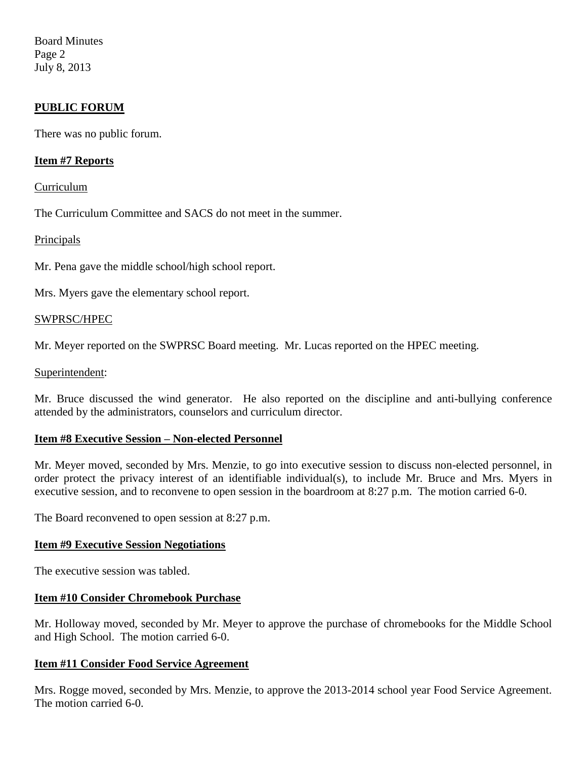## PUBLIC FORUM

There was no public forum.

## Item #7 Reports

Curriculum

The Curriculum Committee and SACS do not meet in the summer.

Principals

Mr. Pena gave the middle school/high school report.

Mrs. Myers gave the elementary school report.

SWPRSC/HPEC

Mr. Meyer reported on the SWPRSC Board meeting. Mr. Lucas reported on the HPEC meeting.

Superintendent:

Mr. Bruce discussed the wind generator. He also reported on the discipline and anti-bullying conference attended by the administrators, counselors and curriculum director.

## Item #8 Executive Session – Non-elected Personnel

Mr. Meyer moved, seconded by Mrs. Menzie, to go into executive session to discuss non-elected personnel, in order protect the privacy interest of an identifiable individual(s), to include Mr. Bruce and Mrs. Myers in executive session, and to reconvene to open session in the boardroom at 8:27 p.m. The motion carried 6-0.

The Board reconvened to open session at 8:27 p.m.

## Item #9 Executive Session Negotiations

The executive session was tabled.

## Item #10 Consider Chromebook Purchase

Mr. Holloway moved, seconded by Mr. Meyer to approve the purchase of chromebooks for the Middle School and High School. The motion carried 6-0.

## Item #11 Consider Food Service Agreement

Mrs. Rogge moved, seconded by Mrs. Menzie, to approve the 2013-2014 school year Food Service Agreement. The motion carried 6-0.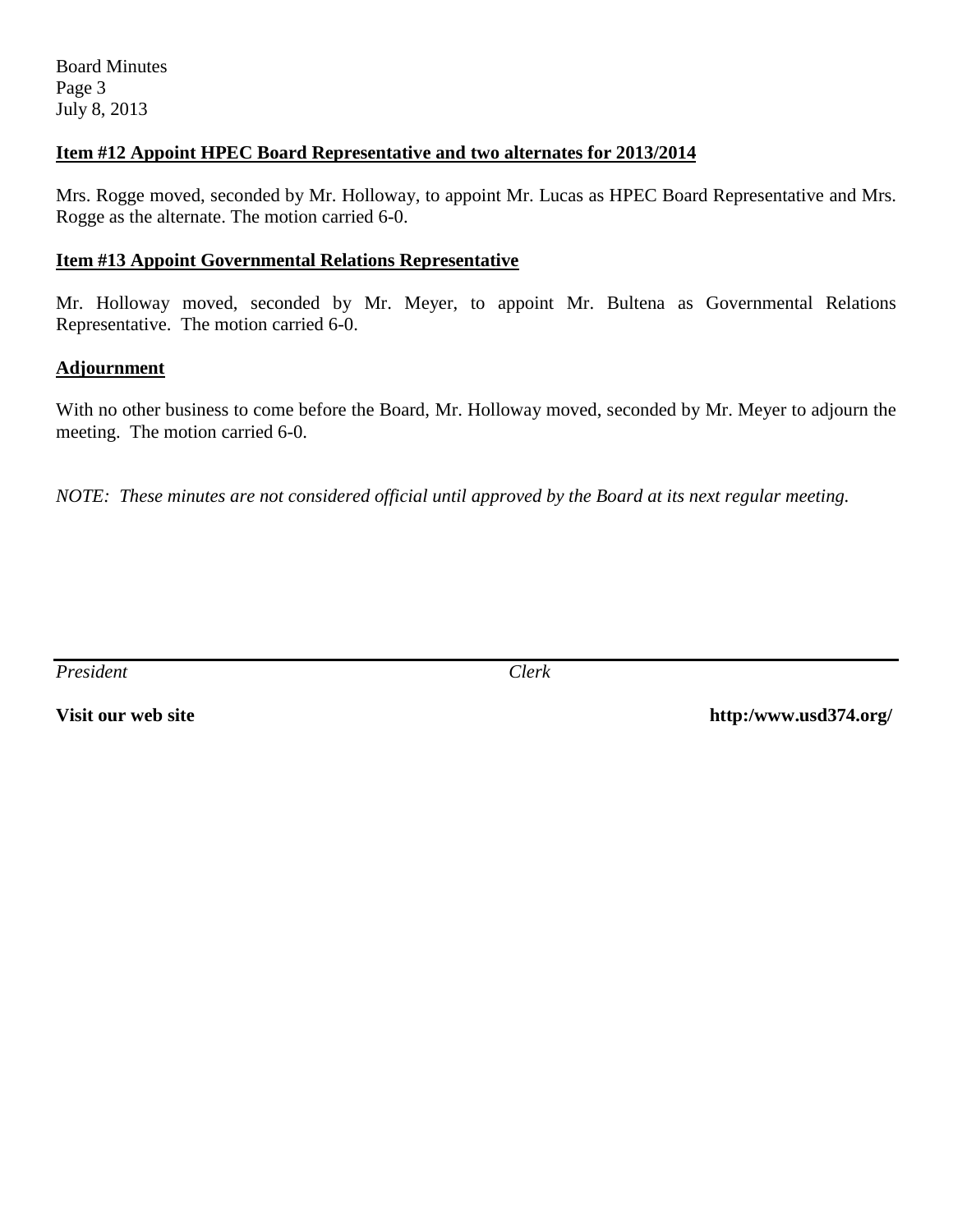**Item #12 Appoint HPEC Board Representative and two alternates for 2013/2014**

Mrs. Rogge moved, seconded by Mr. Holloway, to appoint Mr. Lucas as HPEC Board Representative and Mrs. Rogge as the alternate. The motion carried 6-0.

**Item #13 Appoint Governmental Relations Representative**

Mr. Holloway moved, seconded by Mr. Meyer, to appoint Mr. Bultena as Governmental Relations Representative. The motion carried 6-0.

**Adjournment**

With no other business to come before the Board, Mr. Holloway moved, seconded by Mr. Meyer to adjourn the meeting. The motion carried 6-0.

*NOTE: These minutes are not considered official until approved by the Board at its next regular meeting.*

*President* *Clerk*

**Visit our web site** **http:/www.usd374.org/**